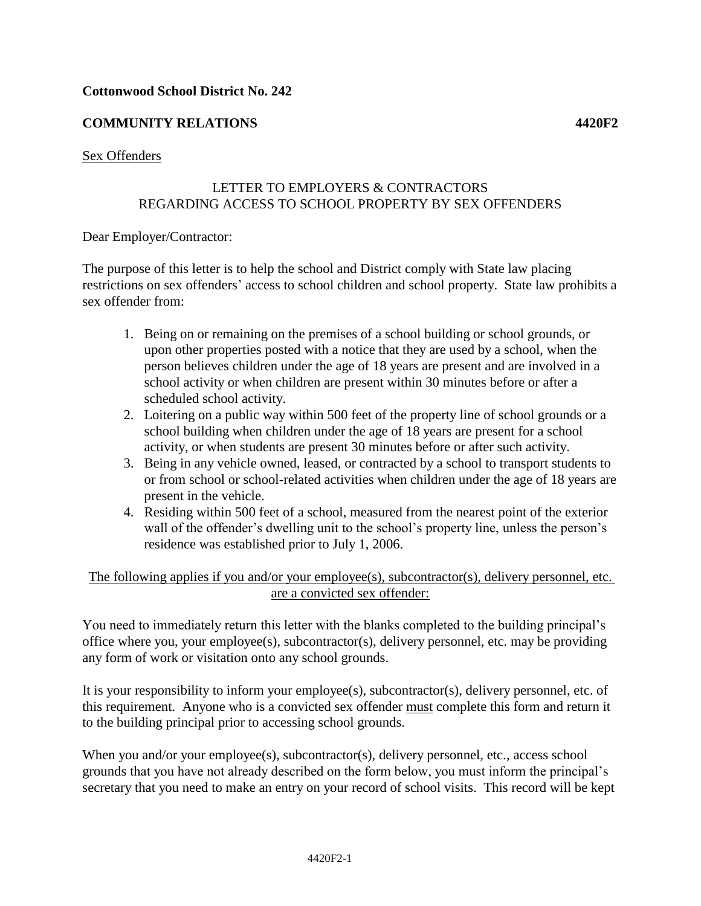**Cottonwood School District No. 242**

**COMMUNITY RELATIONS** **4420F2**

Sex Offenders

LETTER TO EMPLOYERS & CONTRACTORS
REGARDING ACCESS TO SCHOOL PROPERTY BY SEX OFFENDERS

Dear Employer/Contractor:

The purpose of this letter is to help the school and District comply with State law placing restrictions on sex offenders' access to school children and school property. State law prohibits a sex offender from:

1. Being on or remaining on the premises of a school building or school grounds, or upon other properties posted with a notice that they are used by a school, when the person believes children under the age of 18 years are present and are involved in a school activity or when children are present within 30 minutes before or after a scheduled school activity.
2. Loitering on a public way within 500 feet of the property line of school grounds or a school building when children under the age of 18 years are present for a school activity, or when students are present 30 minutes before or after such activity.
3. Being in any vehicle owned, leased, or contracted by a school to transport students to or from school or school-related activities when children under the age of 18 years are present in the vehicle.
4. Residing within 500 feet of a school, measured from the nearest point of the exterior wall of the offender's dwelling unit to the school's property line, unless the person's residence was established prior to July 1, 2006.

The following applies if you and/or your employee(s), subcontractor(s), delivery personnel, etc. are a convicted sex offender:

You need to immediately return this letter with the blanks completed to the building principal's office where you, your employee(s), subcontractor(s), delivery personnel, etc. may be providing any form of work or visitation onto any school grounds.

It is your responsibility to inform your employee(s), subcontractor(s), delivery personnel, etc. of this requirement. Anyone who is a convicted sex offender must complete this form and return it to the building principal prior to accessing school grounds.

When you and/or your employee(s), subcontractor(s), delivery personnel, etc., access school grounds that you have not already described on the form below, you must inform the principal's secretary that you need to make an entry on your record of school visits. This record will be kept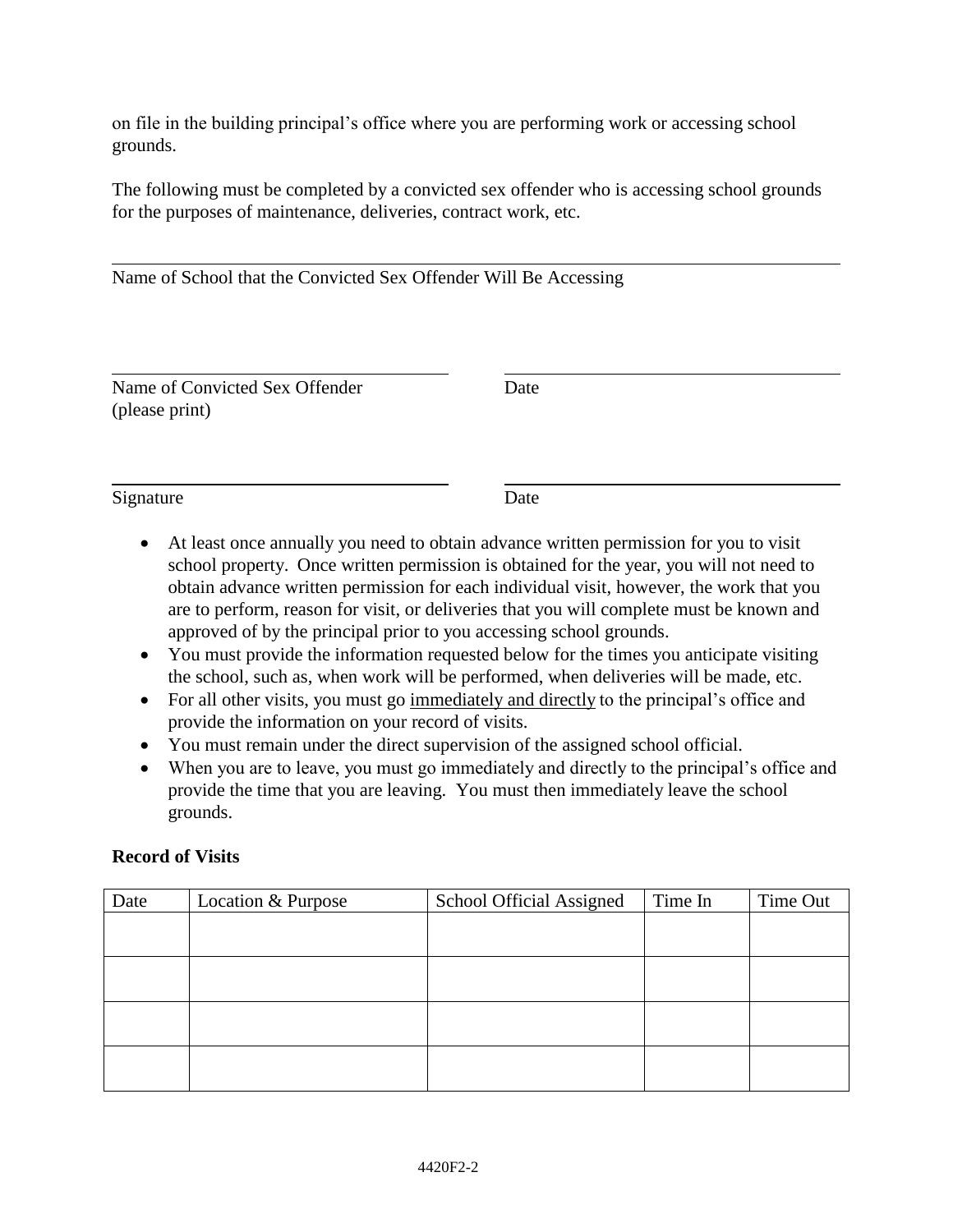on file in the building principal's office where you are performing work or accessing school grounds.

The following must be completed by a convicted sex offender who is accessing school grounds for the purposes of maintenance, deliveries, contract work, etc.

\_\_\_\_\_\_\_\_\_\_\_\_\_\_\_\_\_\_\_\_\_\_\_\_\_\_\_\_\_\_\_\_\_\_\_\_\_\_\_\_\_\_\_\_\_\_\_\_\_\_\_\_\_\_\_\_\_\_\_\_\_\_\_\_\_\_\_\_\_\_\_\_\_\_\_\_

Name of School that the Convicted Sex Offender Will Be Accessing

\_\_\_\_\_\_\_\_\_\_\_\_\_\_\_\_\_\_\_\_\_\_\_\_\_\_\_\_\_\_\_\_\_\_\_\_ \_\_\_\_\_\_\_\_\_\_\_\_\_\_\_\_\_\_\_\_\_\_\_\_\_\_\_\_\_\_\_\_\_\_\_\_

Name of Convicted Sex Offender (please print) Date

\_\_\_\_\_\_\_\_\_\_\_\_\_\_\_\_\_\_\_\_\_\_\_\_\_\_\_\_\_\_\_\_\_\_\_\_ \_\_\_\_\_\_\_\_\_\_\_\_\_\_\_\_\_\_\_\_\_\_\_\_\_\_\_\_\_\_\_\_\_\_\_\_

Signature Date

- At least once annually you need to obtain advance written permission for you to visit school property. Once written permission is obtained for the year, you will not need to obtain advance written permission for each individual visit, however, the work that you are to perform, reason for visit, or deliveries that you will complete must be known and approved of by the principal prior to you accessing school grounds.
- You must provide the information requested below for the times you anticipate visiting the school, such as, when work will be performed, when deliveries will be made, etc.
- For all other visits, you must go <u>immediately and directly</u> to the principal's office and provide the information on your record of visits.
- You must remain under the direct supervision of the assigned school official.
- When you are to leave, you must go immediately and directly to the principal's office and provide the time that you are leaving. You must then immediately leave the school grounds.

**Record of Visits**

| Date | Location & Purpose | School Official Assigned | Time In | Time Out |
|---|---|---|---|---|
| | | | | |
| | | | | |
| | | | | |
| | | | | |